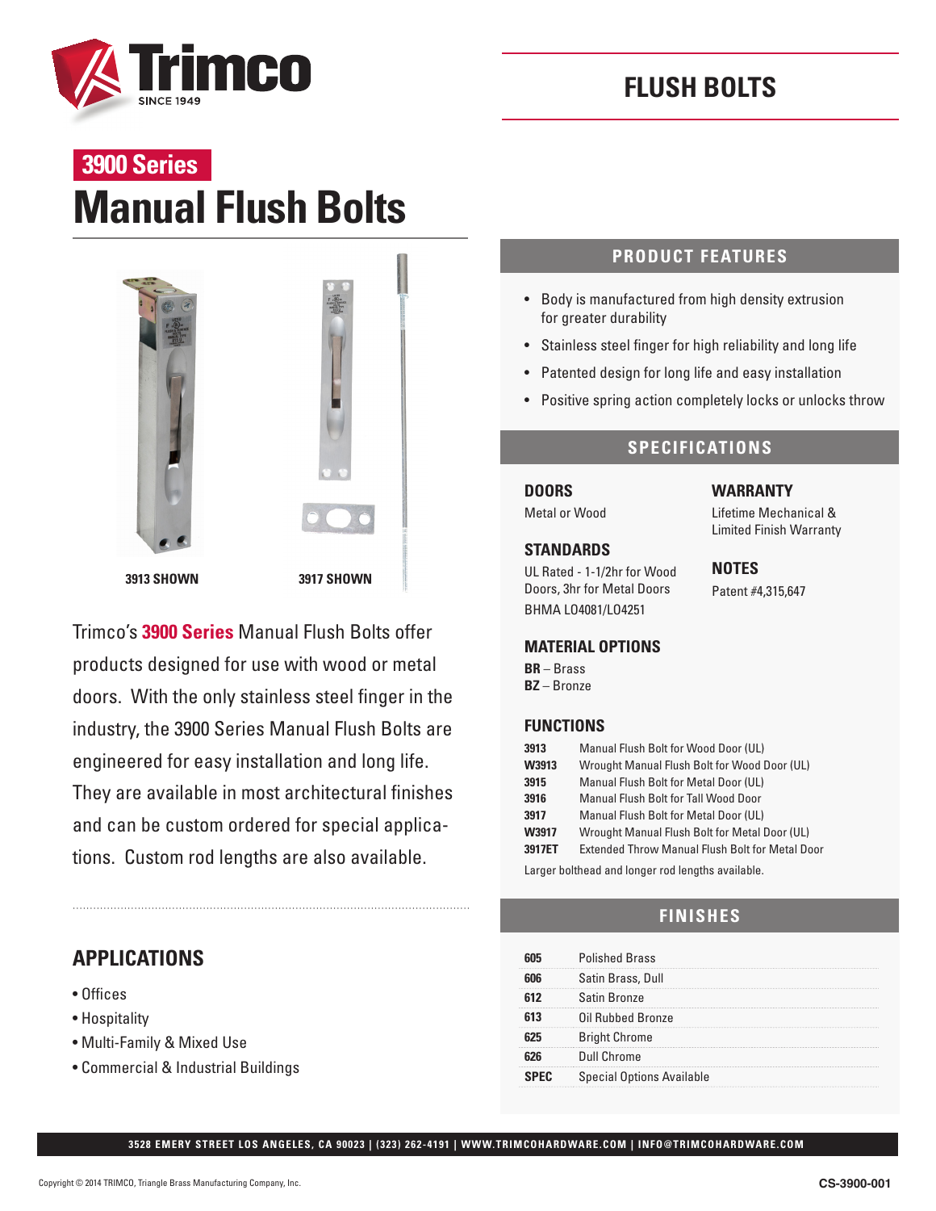# FLUSH BOLTS

## 3900 Series

# Manual Flush Bolts

3913 SHOWN

3917 SHOWN

Trimco's **3900 Series** Manual Flush Bolts offer products designed for use with wood or metal doors. With the only stainless steel finger in the industry, the 3900 Series Manual Flush Bolts are engineered for easy installation and long life. They are available in most architectural finishes and can be custom ordered for special applications. Custom rod lengths are also available.

## APPLICATIONS

- Offices
- Hospitality
- Multi-Family & Mixed Use
- Commercial & Industrial Buildings

## PRODUCT FEATURES

- Body is manufactured from high density extrusion for greater durability
- Stainless steel finger for high reliability and long life
- Patented design for long life and easy installation
- Positive spring action completely locks or unlocks throw

## SPECIFICATIONS

### DOORS

Metal or Wood

### STANDARDS

UL Rated - 1-1/2hr for Wood Doors, 3hr for Metal Doors

BHMA L04081/L04251

### WARRANTY

Lifetime Mechanical & Limited Finish Warranty

### NOTES

Patent #4,315,647

### MATERIAL OPTIONS

**BR** – Brass
**BZ** – Bronze

### FUNCTIONS

| | |
|---|---|
| **3913** | Manual Flush Bolt for Wood Door (UL) |
| **W3913** | Wrought Manual Flush Bolt for Wood Door (UL) |
| **3915** | Manual Flush Bolt for Metal Door (UL) |
| **3916** | Manual Flush Bolt for Tall Wood Door |
| **3917** | Manual Flush Bolt for Metal Door (UL) |
| **W3917** | Wrought Manual Flush Bolt for Metal Door (UL) |
| **3917ET** | Extended Throw Manual Flush Bolt for Metal Door |

Larger bolthead and longer rod lengths available.

## FINISHES

| | |
|---|---|
| **605** | Polished Brass |
| **606** | Satin Brass, Dull |
| **612** | Satin Bronze |
| **613** | Oil Rubbed Bronze |
| **625** | Bright Chrome |
| **626** | Dull Chrome |
| **SPEC** | Special Options Available |

3528 EMERY STREET LOS ANGELES, CA 90023 | (323) 262-4191 | WWW.TRIMCOHARDWARE.COM | INFO@TRIMCOHARDWARE.COM

Copyright © 2014 TRIMCO, Triangle Brass Manufacturing Company, Inc.

CS-3900-001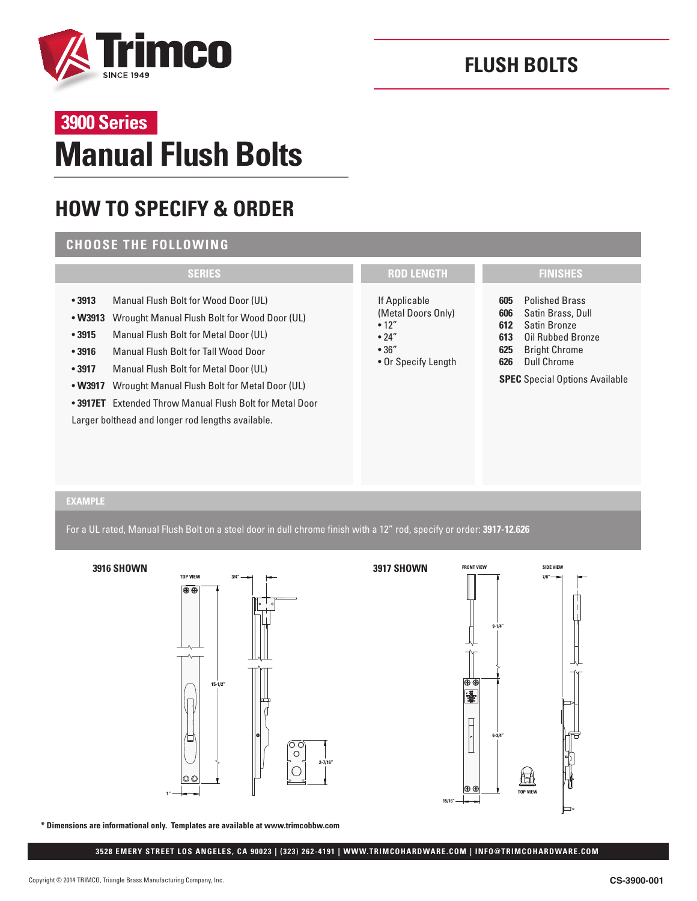# FLUSH BOLTS

## 3900 Series

# Manual Flush Bolts

## HOW TO SPECIFY & ORDER

### CHOOSE THE FOLLOWING

| SERIES | ROD LENGTH | FINISHES |
|---|---|---|
| • **3913** Manual Flush Bolt for Wood Door (UL)<br>• **W3913** Wrought Manual Flush Bolt for Wood Door (UL)<br>• **3915** Manual Flush Bolt for Metal Door (UL)<br>• **3916** Manual Flush Bolt for Tall Wood Door<br>• **3917** Manual Flush Bolt for Metal Door (UL)<br>• **W3917** Wrought Manual Flush Bolt for Metal Door (UL)<br>• **3917ET** Extended Throw Manual Flush Bolt for Metal Door<br>Larger bolthead and longer rod lengths available. | If Applicable (Metal Doors Only)<br>• 12"<br>• 24"<br>• 36"<br>• Or Specify Length | **605** Polished Brass<br>**606** Satin Brass, Dull<br>**612** Satin Bronze<br>**613** Oil Rubbed Bronze<br>**625** Bright Chrome<br>**626** Dull Chrome<br>**SPEC** Special Options Available |

**EXAMPLE**

For a UL rated, Manual Flush Bolt on a steel door in dull chrome finish with a 12" rod, specify or order: **3917-12.626**

**3916 SHOWN**

TOP VIEW
3/4"
15-1/2"
2-7/16"
1"

**3917 SHOWN**

FRONT VIEW
SIDE VIEW
7/8"
9-1/4"
6-3/4"
15/16"
TOP VIEW

**\* Dimensions are informational only. Templates are available at www.trimcobbw.com**

3528 EMERY STREET LOS ANGELES, CA 90023 | (323) 262-4191 | WWW.TRIMCOHARDWARE.COM | INFO@TRIMCOHARDWARE.COM

Copyright © 2014 TRIMCO, Triangle Brass Manufacturing Company, Inc.

CS-3900-001